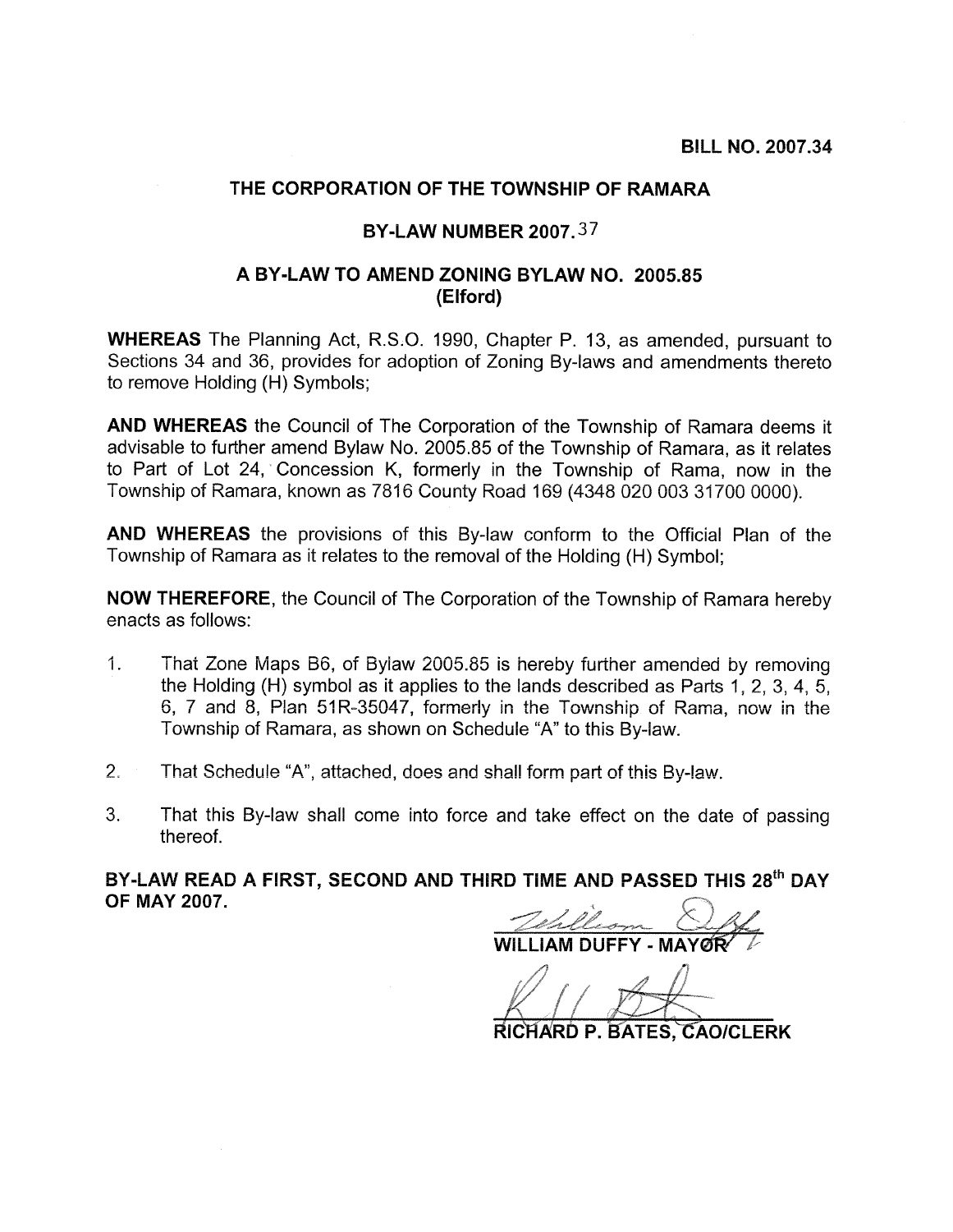**BILL NO. 2007.34**

## THE CORPORATION OF THE TOWNSHIP OF RAMARA

## BY-LAW NUMBER 2007.37

## A BY-LAW TO AMEND ZONING BYLAW NO. 2005.85 (Elford)

**WHEREAS** The Planning Act, R.S.O. 1990, Chapter P. 13, as amended, pursuant to Sections 34 and 36, provides for adoption of Zoning By-laws and amendments thereto to remove Holding (H) Symbols;

**AND WHEREAS** the Council of The Corporation of the Township of Ramara deems it advisable to further amend Bylaw No. 2005.85 of the Township of Ramara, as it relates to Part of Lot 24, Concession K, formerly in the Township of Rama, now in the Township of Ramara, known as 7816 County Road 169 (4348 020 003 31700 0000).

**AND WHEREAS** the provisions of this By-law conform to the Official Plan of the Township of Ramara as it relates to the removal of the Holding (H) Symbol;

**NOW THEREFORE**, the Council of The Corporation of the Township of Ramara hereby enacts as follows:

1. That Zone Maps B6, of Bylaw 2005.85 is hereby further amended by removing the Holding (H) symbol as it applies to the lands described as Parts 1, 2, 3, 4, 5, 6, 7 and 8, Plan 51R-35047, formerly in the Township of Rama, now in the Township of Ramara, as shown on Schedule "A" to this By-law.
2. That Schedule "A", attached, does and shall form part of this By-law.
3. That this By-law shall come into force and take effect on the date of passing thereof.

**BY-LAW READ A FIRST, SECOND AND THIRD TIME AND PASSED THIS 28th DAY OF MAY 2007.**

**WILLIAM DUFFY - MAYOR**

**RICHARD P. BATES, CAO/CLERK**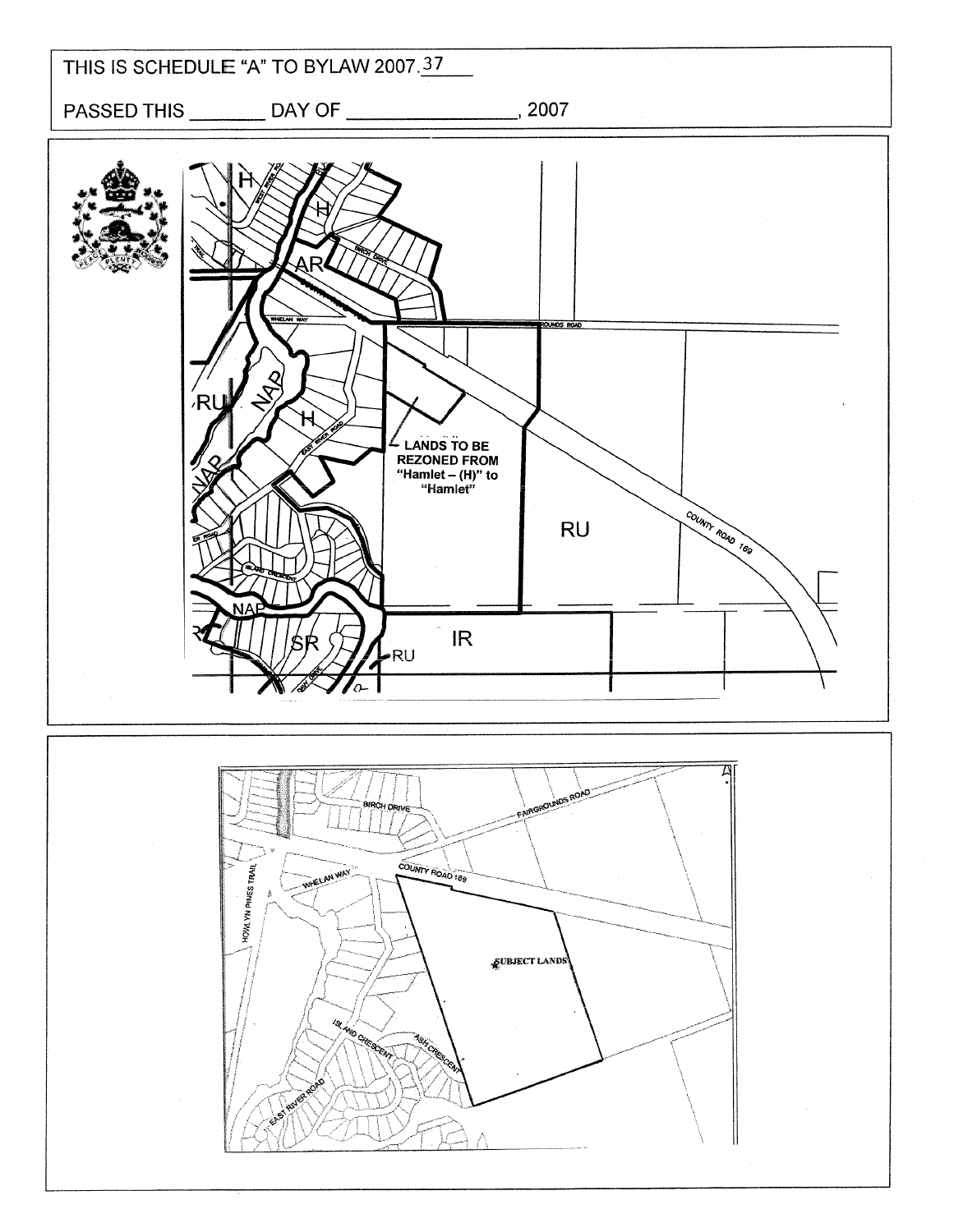THIS IS SCHEDULE "A" TO BYLAW 2007.37

PASSED THIS ________ DAY OF ________________, 2007

H

H

AR

WHELAN WAY

ROUNDS ROAD

RU

NAP

H

EAST RIVER ROAD

LANDS TO BE REZONED FROM "Hamlet – (H)" to "Hamlet"

RU

COUNTY ROAD 169

NAP

ISLAND CRESCENT

NAP

SR

RU

IR

BIRCH DRIVE

FAIRGROUNDS ROAD

COUNTY ROAD 169

WHELAN WAY

HOWLYN PINES TRAIL

SUBJECT LANDS

ISLAND CRESCENT

ASH CRESCENT

EAST RIVER ROAD